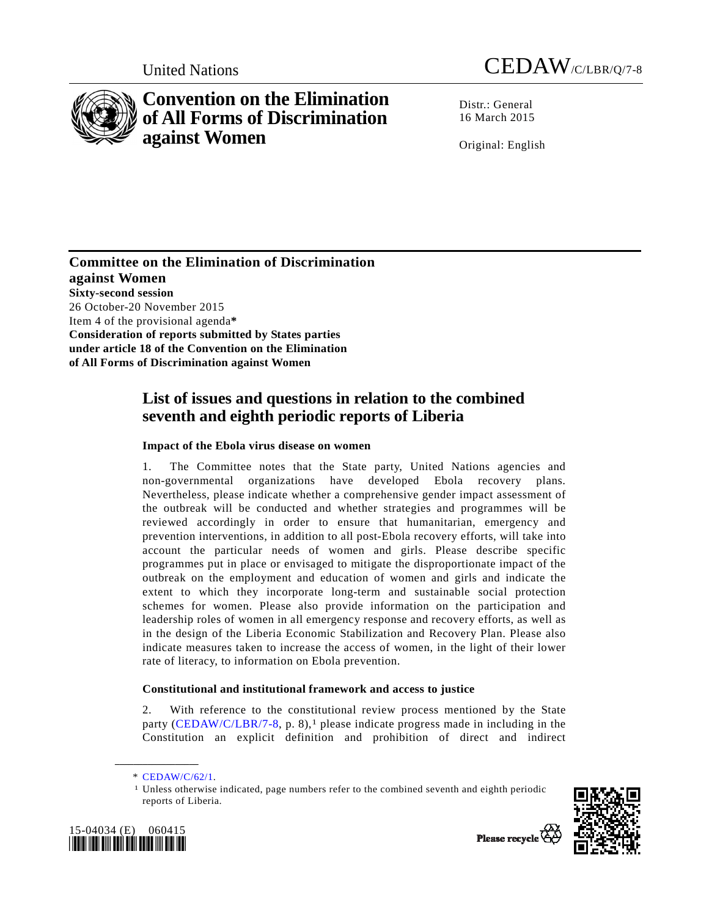United Nations

CEDAW/C/LBR/Q/7-8

# Convention on the Elimination of All Forms of Discrimination against Women

Distr.: General
16 March 2015

Original: English

## Committee on the Elimination of Discrimination against Women

**Sixty-second session**
26 October-20 November 2015
Item 4 of the provisional agenda*
**Consideration of reports submitted by States parties under article 18 of the Convention on the Elimination of All Forms of Discrimination against Women**

# List of issues and questions in relation to the combined seventh and eighth periodic reports of Liberia

### Impact of the Ebola virus disease on women

1. The Committee notes that the State party, United Nations agencies and non-governmental organizations have developed Ebola recovery plans. Nevertheless, please indicate whether a comprehensive gender impact assessment of the outbreak will be conducted and whether strategies and programmes will be reviewed accordingly in order to ensure that humanitarian, emergency and prevention interventions, in addition to all post-Ebola recovery efforts, will take into account the particular needs of women and girls. Please describe specific programmes put in place or envisaged to mitigate the disproportionate impact of the outbreak on the employment and education of women and girls and indicate the extent to which they incorporate long-term and sustainable social protection schemes for women. Please also provide information on the participation and leadership roles of women in all emergency response and recovery efforts, as well as in the design of the Liberia Economic Stabilization and Recovery Plan. Please also indicate measures taken to increase the access of women, in the light of their lower rate of literacy, to information on Ebola prevention.

### Constitutional and institutional framework and access to justice

2. With reference to the constitutional review process mentioned by the State party (CEDAW/C/LBR/7-8, p. 8),[1] please indicate progress made in including in the Constitution an explicit definition and prohibition of direct and indirect

---

\* CEDAW/C/62/1.

[1] Unless otherwise indicated, page numbers refer to the combined seventh and eighth periodic reports of Liberia.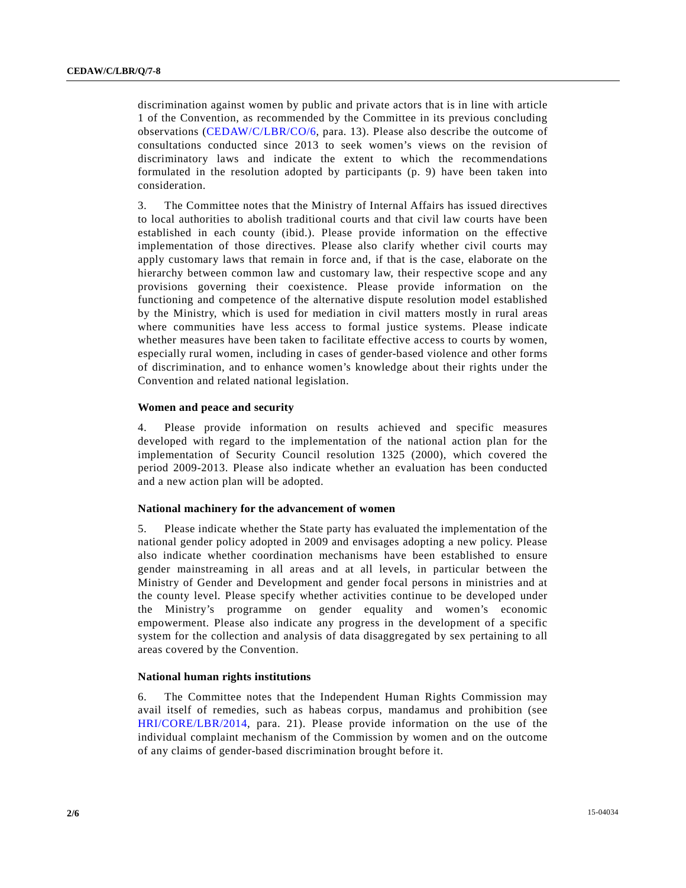discrimination against women by public and private actors that is in line with article 1 of the Convention, as recommended by the Committee in its previous concluding observations (CEDAW/C/LBR/CO/6, para. 13). Please also describe the outcome of consultations conducted since 2013 to seek women's views on the revision of discriminatory laws and indicate the extent to which the recommendations formulated in the resolution adopted by participants (p. 9) have been taken into consideration.

3. The Committee notes that the Ministry of Internal Affairs has issued directives to local authorities to abolish traditional courts and that civil law courts have been established in each county (ibid.). Please provide information on the effective implementation of those directives. Please also clarify whether civil courts may apply customary laws that remain in force and, if that is the case, elaborate on the hierarchy between common law and customary law, their respective scope and any provisions governing their coexistence. Please provide information on the functioning and competence of the alternative dispute resolution model established by the Ministry, which is used for mediation in civil matters mostly in rural areas where communities have less access to formal justice systems. Please indicate whether measures have been taken to facilitate effective access to courts by women, especially rural women, including in cases of gender-based violence and other forms of discrimination, and to enhance women's knowledge about their rights under the Convention and related national legislation.

### Women and peace and security

4. Please provide information on results achieved and specific measures developed with regard to the implementation of the national action plan for the implementation of Security Council resolution 1325 (2000), which covered the period 2009-2013. Please also indicate whether an evaluation has been conducted and a new action plan will be adopted.

### National machinery for the advancement of women

5. Please indicate whether the State party has evaluated the implementation of the national gender policy adopted in 2009 and envisages adopting a new policy. Please also indicate whether coordination mechanisms have been established to ensure gender mainstreaming in all areas and at all levels, in particular between the Ministry of Gender and Development and gender focal persons in ministries and at the county level. Please specify whether activities continue to be developed under the Ministry's programme on gender equality and women's economic empowerment. Please also indicate any progress in the development of a specific system for the collection and analysis of data disaggregated by sex pertaining to all areas covered by the Convention.

### National human rights institutions

6. The Committee notes that the Independent Human Rights Commission may avail itself of remedies, such as habeas corpus, mandamus and prohibition (see HRI/CORE/LBR/2014, para. 21). Please provide information on the use of the individual complaint mechanism of the Commission by women and on the outcome of any claims of gender-based discrimination brought before it.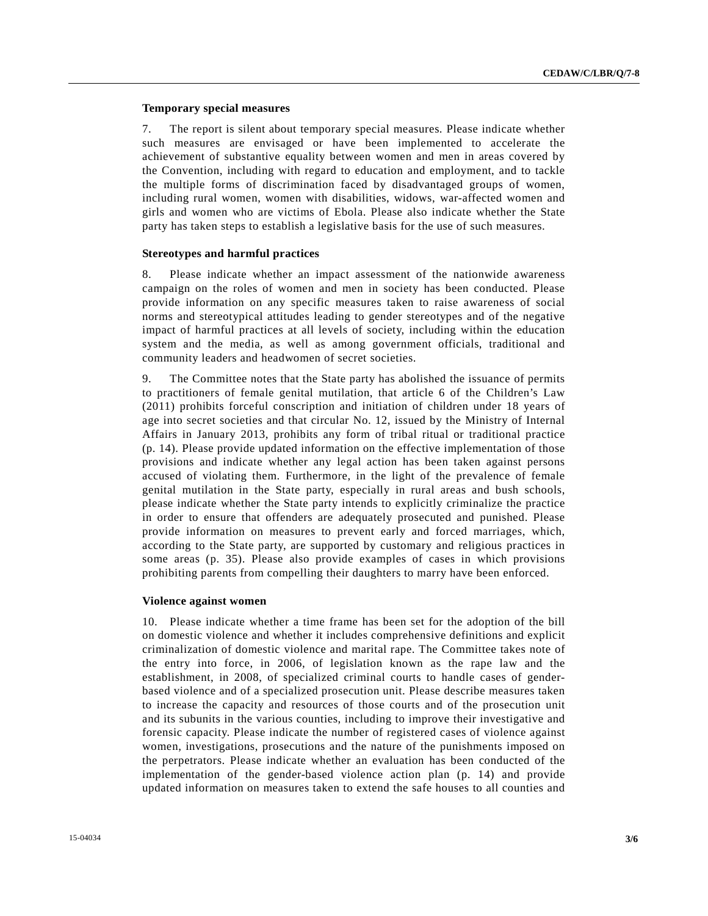### Temporary special measures

7. The report is silent about temporary special measures. Please indicate whether such measures are envisaged or have been implemented to accelerate the achievement of substantive equality between women and men in areas covered by the Convention, including with regard to education and employment, and to tackle the multiple forms of discrimination faced by disadvantaged groups of women, including rural women, women with disabilities, widows, war-affected women and girls and women who are victims of Ebola. Please also indicate whether the State party has taken steps to establish a legislative basis for the use of such measures.

### Stereotypes and harmful practices

8. Please indicate whether an impact assessment of the nationwide awareness campaign on the roles of women and men in society has been conducted. Please provide information on any specific measures taken to raise awareness of social norms and stereotypical attitudes leading to gender stereotypes and of the negative impact of harmful practices at all levels of society, including within the education system and the media, as well as among government officials, traditional and community leaders and headwomen of secret societies.

9. The Committee notes that the State party has abolished the issuance of permits to practitioners of female genital mutilation, that article 6 of the Children's Law (2011) prohibits forceful conscription and initiation of children under 18 years of age into secret societies and that circular No. 12, issued by the Ministry of Internal Affairs in January 2013, prohibits any form of tribal ritual or traditional practice (p. 14). Please provide updated information on the effective implementation of those provisions and indicate whether any legal action has been taken against persons accused of violating them. Furthermore, in the light of the prevalence of female genital mutilation in the State party, especially in rural areas and bush schools, please indicate whether the State party intends to explicitly criminalize the practice in order to ensure that offenders are adequately prosecuted and punished. Please provide information on measures to prevent early and forced marriages, which, according to the State party, are supported by customary and religious practices in some areas (p. 35). Please also provide examples of cases in which provisions prohibiting parents from compelling their daughters to marry have been enforced.

### Violence against women

10. Please indicate whether a time frame has been set for the adoption of the bill on domestic violence and whether it includes comprehensive definitions and explicit criminalization of domestic violence and marital rape. The Committee takes note of the entry into force, in 2006, of legislation known as the rape law and the establishment, in 2008, of specialized criminal courts to handle cases of gender-based violence and of a specialized prosecution unit. Please describe measures taken to increase the capacity and resources of those courts and of the prosecution unit and its subunits in the various counties, including to improve their investigative and forensic capacity. Please indicate the number of registered cases of violence against women, investigations, prosecutions and the nature of the punishments imposed on the perpetrators. Please indicate whether an evaluation has been conducted of the implementation of the gender-based violence action plan (p. 14) and provide updated information on measures taken to extend the safe houses to all counties and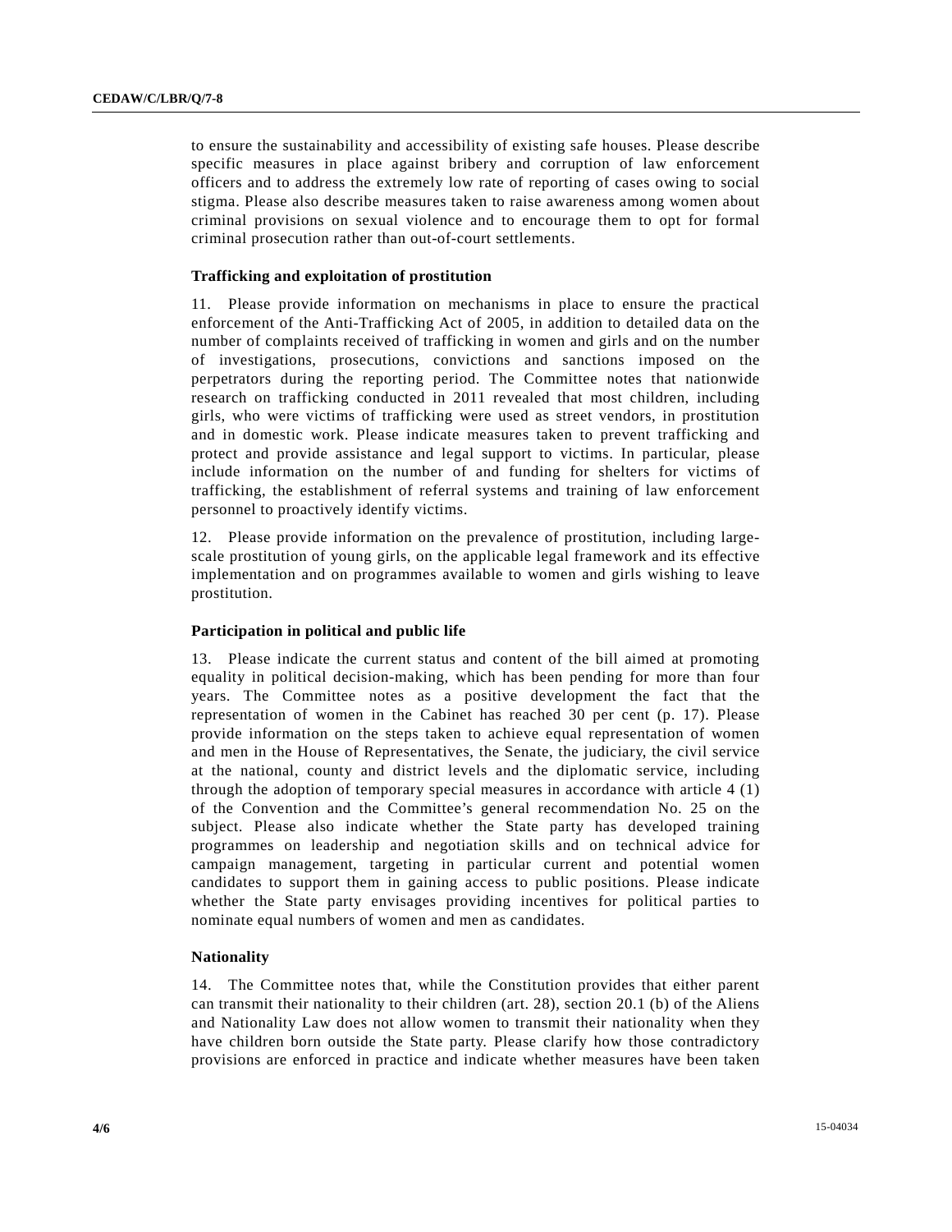to ensure the sustainability and accessibility of existing safe houses. Please describe specific measures in place against bribery and corruption of law enforcement officers and to address the extremely low rate of reporting of cases owing to social stigma. Please also describe measures taken to raise awareness among women about criminal provisions on sexual violence and to encourage them to opt for formal criminal prosecution rather than out-of-court settlements.

### Trafficking and exploitation of prostitution

11. Please provide information on mechanisms in place to ensure the practical enforcement of the Anti-Trafficking Act of 2005, in addition to detailed data on the number of complaints received of trafficking in women and girls and on the number of investigations, prosecutions, convictions and sanctions imposed on the perpetrators during the reporting period. The Committee notes that nationwide research on trafficking conducted in 2011 revealed that most children, including girls, who were victims of trafficking were used as street vendors, in prostitution and in domestic work. Please indicate measures taken to prevent trafficking and protect and provide assistance and legal support to victims. In particular, please include information on the number of and funding for shelters for victims of trafficking, the establishment of referral systems and training of law enforcement personnel to proactively identify victims.

12. Please provide information on the prevalence of prostitution, including large-scale prostitution of young girls, on the applicable legal framework and its effective implementation and on programmes available to women and girls wishing to leave prostitution.

### Participation in political and public life

13. Please indicate the current status and content of the bill aimed at promoting equality in political decision-making, which has been pending for more than four years. The Committee notes as a positive development the fact that the representation of women in the Cabinet has reached 30 per cent (p. 17). Please provide information on the steps taken to achieve equal representation of women and men in the House of Representatives, the Senate, the judiciary, the civil service at the national, county and district levels and the diplomatic service, including through the adoption of temporary special measures in accordance with article 4 (1) of the Convention and the Committee's general recommendation No. 25 on the subject. Please also indicate whether the State party has developed training programmes on leadership and negotiation skills and on technical advice for campaign management, targeting in particular current and potential women candidates to support them in gaining access to public positions. Please indicate whether the State party envisages providing incentives for political parties to nominate equal numbers of women and men as candidates.

### Nationality

14. The Committee notes that, while the Constitution provides that either parent can transmit their nationality to their children (art. 28), section 20.1 (b) of the Aliens and Nationality Law does not allow women to transmit their nationality when they have children born outside the State party. Please clarify how those contradictory provisions are enforced in practice and indicate whether measures have been taken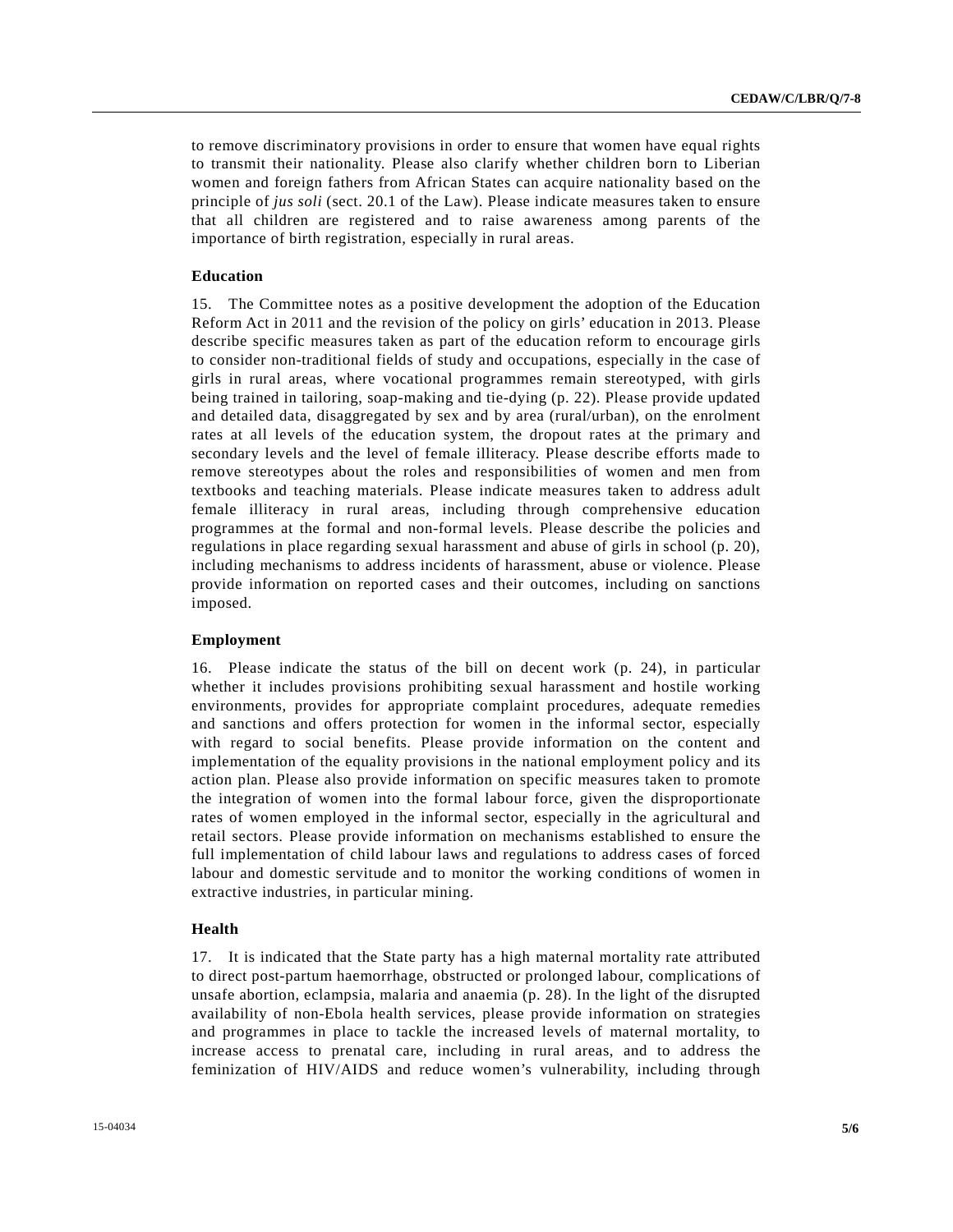to remove discriminatory provisions in order to ensure that women have equal rights to transmit their nationality. Please also clarify whether children born to Liberian women and foreign fathers from African States can acquire nationality based on the principle of *jus soli* (sect. 20.1 of the Law). Please indicate measures taken to ensure that all children are registered and to raise awareness among parents of the importance of birth registration, especially in rural areas.

### Education

15. The Committee notes as a positive development the adoption of the Education Reform Act in 2011 and the revision of the policy on girls' education in 2013. Please describe specific measures taken as part of the education reform to encourage girls to consider non-traditional fields of study and occupations, especially in the case of girls in rural areas, where vocational programmes remain stereotyped, with girls being trained in tailoring, soap-making and tie-dying (p. 22). Please provide updated and detailed data, disaggregated by sex and by area (rural/urban), on the enrolment rates at all levels of the education system, the dropout rates at the primary and secondary levels and the level of female illiteracy. Please describe efforts made to remove stereotypes about the roles and responsibilities of women and men from textbooks and teaching materials. Please indicate measures taken to address adult female illiteracy in rural areas, including through comprehensive education programmes at the formal and non-formal levels. Please describe the policies and regulations in place regarding sexual harassment and abuse of girls in school (p. 20), including mechanisms to address incidents of harassment, abuse or violence. Please provide information on reported cases and their outcomes, including on sanctions imposed.

### Employment

16. Please indicate the status of the bill on decent work (p. 24), in particular whether it includes provisions prohibiting sexual harassment and hostile working environments, provides for appropriate complaint procedures, adequate remedies and sanctions and offers protection for women in the informal sector, especially with regard to social benefits. Please provide information on the content and implementation of the equality provisions in the national employment policy and its action plan. Please also provide information on specific measures taken to promote the integration of women into the formal labour force, given the disproportionate rates of women employed in the informal sector, especially in the agricultural and retail sectors. Please provide information on mechanisms established to ensure the full implementation of child labour laws and regulations to address cases of forced labour and domestic servitude and to monitor the working conditions of women in extractive industries, in particular mining.

### Health

17. It is indicated that the State party has a high maternal mortality rate attributed to direct post-partum haemorrhage, obstructed or prolonged labour, complications of unsafe abortion, eclampsia, malaria and anaemia (p. 28). In the light of the disrupted availability of non-Ebola health services, please provide information on strategies and programmes in place to tackle the increased levels of maternal mortality, to increase access to prenatal care, including in rural areas, and to address the feminization of HIV/AIDS and reduce women's vulnerability, including through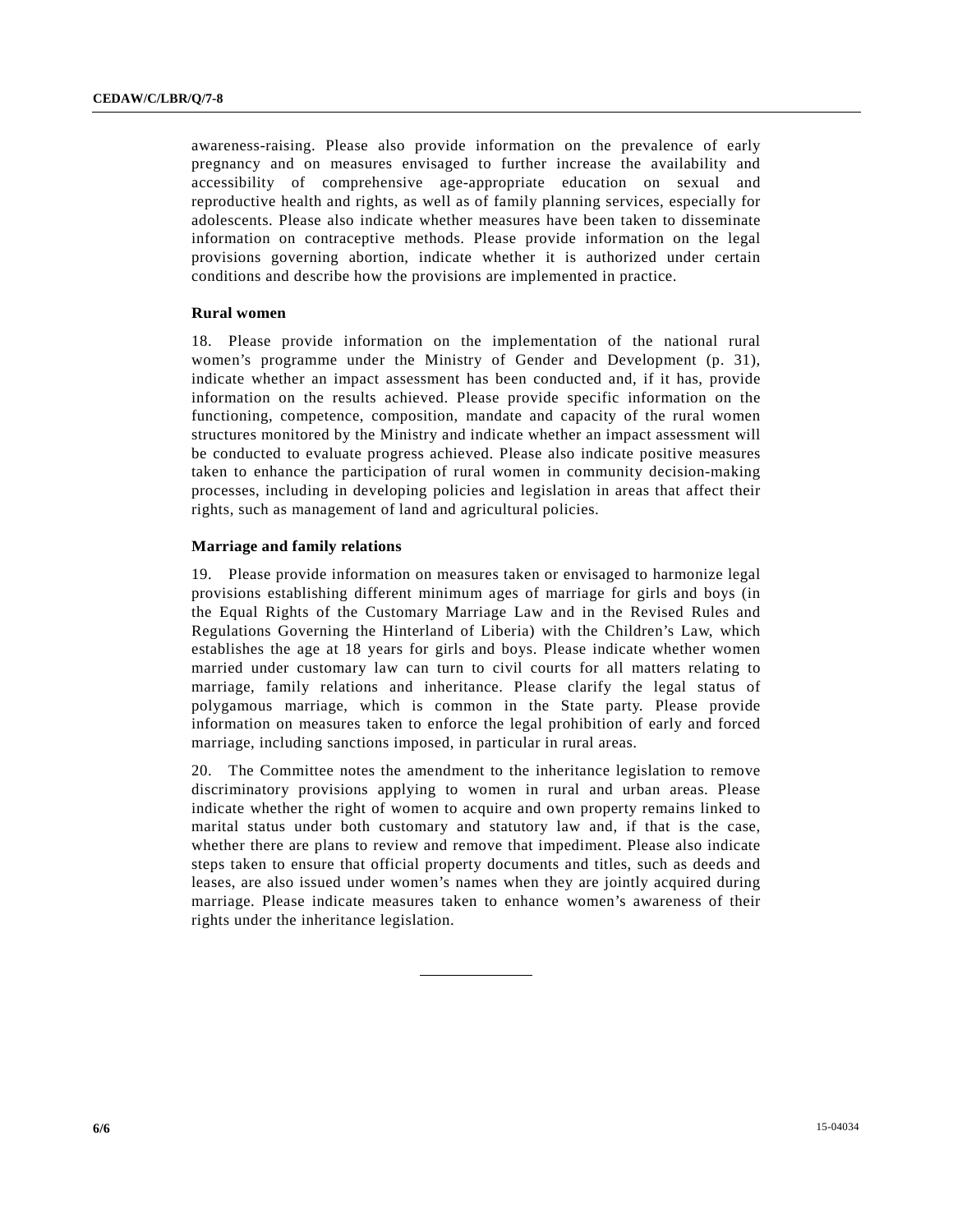awareness-raising. Please also provide information on the prevalence of early pregnancy and on measures envisaged to further increase the availability and accessibility of comprehensive age-appropriate education on sexual and reproductive health and rights, as well as of family planning services, especially for adolescents. Please also indicate whether measures have been taken to disseminate information on contraceptive methods. Please provide information on the legal provisions governing abortion, indicate whether it is authorized under certain conditions and describe how the provisions are implemented in practice.

### Rural women

18. Please provide information on the implementation of the national rural women's programme under the Ministry of Gender and Development (p. 31), indicate whether an impact assessment has been conducted and, if it has, provide information on the results achieved. Please provide specific information on the functioning, competence, composition, mandate and capacity of the rural women structures monitored by the Ministry and indicate whether an impact assessment will be conducted to evaluate progress achieved. Please also indicate positive measures taken to enhance the participation of rural women in community decision-making processes, including in developing policies and legislation in areas that affect their rights, such as management of land and agricultural policies.

### Marriage and family relations

19. Please provide information on measures taken or envisaged to harmonize legal provisions establishing different minimum ages of marriage for girls and boys (in the Equal Rights of the Customary Marriage Law and in the Revised Rules and Regulations Governing the Hinterland of Liberia) with the Children's Law, which establishes the age at 18 years for girls and boys. Please indicate whether women married under customary law can turn to civil courts for all matters relating to marriage, family relations and inheritance. Please clarify the legal status of polygamous marriage, which is common in the State party. Please provide information on measures taken to enforce the legal prohibition of early and forced marriage, including sanctions imposed, in particular in rural areas.

20. The Committee notes the amendment to the inheritance legislation to remove discriminatory provisions applying to women in rural and urban areas. Please indicate whether the right of women to acquire and own property remains linked to marital status under both customary and statutory law and, if that is the case, whether there are plans to review and remove that impediment. Please also indicate steps taken to ensure that official property documents and titles, such as deeds and leases, are also issued under women's names when they are jointly acquired during marriage. Please indicate measures taken to enhance women's awareness of their rights under the inheritance legislation.